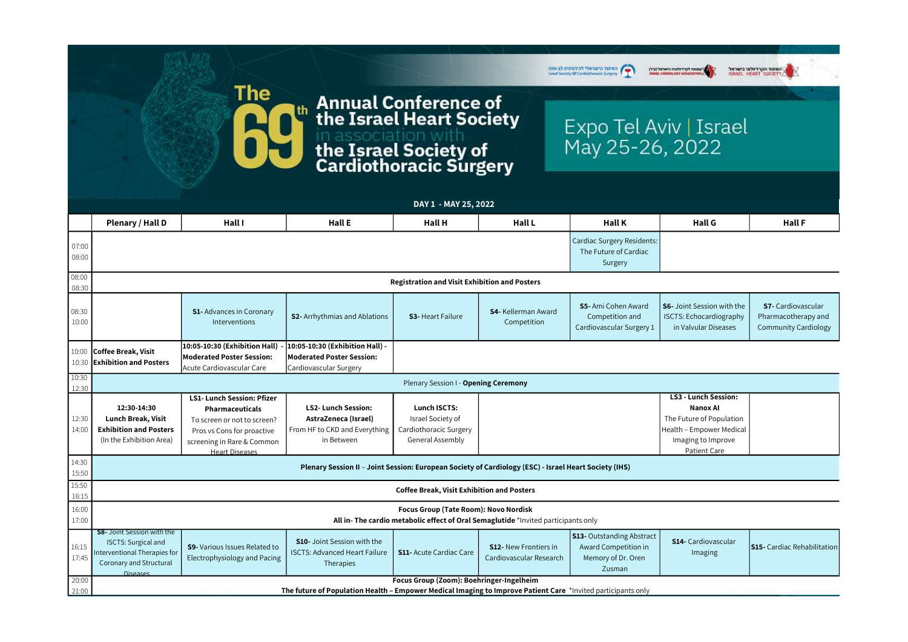# The 69th Annual Conference of the Israel Heart Society

in association with

# the Israel Society of Cardiothoracic Surgery

Expo Tel Aviv | Israel
May 25-26, 2022

## DAY 1 - MAY 25, 2022

| | Plenary / Hall D | Hall I | Hall E | Hall H | Hall L | Hall K | Hall G | Hall F |
|---|---|---|---|---|---|---|---|---|
| 07:00 08:00 | | | | | | Cardiac Surgery Residents: The Future of Cardiac Surgery | | |
| 08:00 08:30 | **Registration and Visit Exhibition and Posters** | | | | | | | |
| 08:30 10:00 | | **S1-** Advances in Coronary Interventions | **S2-** Arrhythmias and Ablations | **S3-** Heart Failure | **S4-** Kellerman Award Competition | **S5-** Ami Cohen Award Competition and Cardiovascular Surgery 1 | **S6-** Joint Session with the ISCTS: Echocardiography in Valvular Diseases | **S7-** Cardiovascular Pharmacotherapy and Community Cardiology |
| 10:00 10:30 | **Coffee Break, Visit Exhibition and Posters** | **10:05-10:30 (Exhibition Hall) - Moderated Poster Session:** Acute Cardiovascular Care | **10:05-10:30 (Exhibition Hall) - Moderated Poster Session:** Cardiovascular Surgery | | | | | |
| 10:30 12:30 | Plenary Session I - **Opening Ceremony** | | | | | | | |
| 12:30 14:00 | **12:30-14:30 Lunch Break, Visit Exhibition and Posters** (In the Exhibition Area) | **LS1- Lunch Session: Pfizer Pharmaceuticals** To screen or not to screen? Pros vs Cons for proactive screening in Rare & Common Heart Diseases | **LS2- Lunch Session: AstraZeneca (Israel)** From HF to CKD and Everything in Between | **Lunch ISCTS:** Israel Society of Cardiothoracic Surgery General Assembly | | | **LS3 - Lunch Session: Nanox AI** The Future of Population Health – Empower Medical Imaging to Improve Patient Care | |
| 14:30 15:50 | **Plenary Session II – Joint Session: European Society of Cardiology (ESC) - Israel Heart Society (IHS)** | | | | | | | |
| 15:50 16:15 | **Coffee Break, Visit Exhibition and Posters** | | | | | | | |
| 16:00 17:00 | **Focus Group (Tate Room): Novo Nordisk** **All in- The cardio metabolic effect of Oral Semaglutide** *Invited participants only | | | | | | | |
| 16:15 17:45 | **S8-** Joint Session with the ISCTS: Surgical and Interventional Therapies for Coronary and Structural Diseases | **S9-** Various Issues Related to Electrophysiology and Pacing | **S10-** Joint Session with the ISCTS: Advanced Heart Failure Therapies | **S11-** Acute Cardiac Care | **S12-** New Frontiers in Cardiovascular Research | **S13-** Outstanding Abstract Award Competition in Memory of Dr. Oren Zusman | **S14-** Cardiovascular Imaging | **S15-** Cardiac Rehabilitation |
| 20:00 21:00 | **Focus Group (Zoom): Boehringer-Ingelheim** **The future of Population Health – Empower Medical Imaging to Improve Patient Care** *Invited participants only | | | | | | | |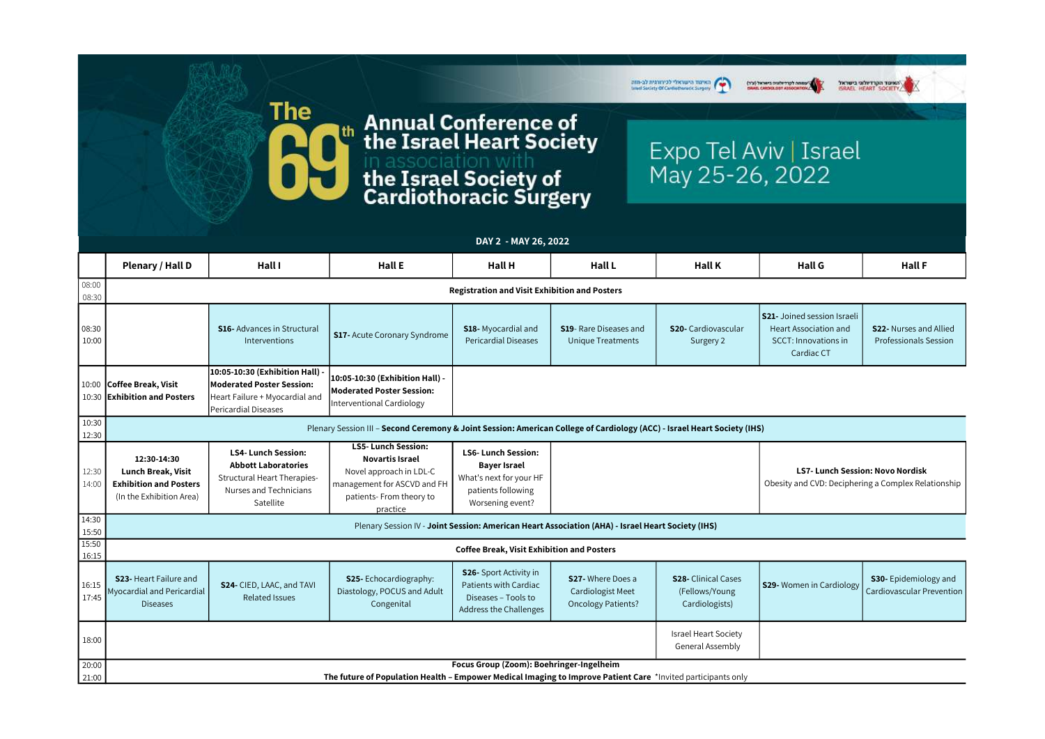# The 69th Annual Conference of the Israel Heart Society in association with the Israel Society of Cardiothoracic Surgery

Expo Tel Aviv | Israel
May 25-26, 2022

## DAY 2 - MAY 26, 2022

| | Plenary / Hall D | Hall I | Hall E | Hall H | Hall L | Hall K | Hall G | Hall F |
|---|---|---|---|---|---|---|---|---|
| 08:00 08:30 | **Registration and Visit Exhibition and Posters** | | | | | | | |
| 08:30 10:00 | | **S16-** Advances in Structural Interventions | **S17-** Acute Coronary Syndrome | **S18-** Myocardial and Pericardial Diseases | **S19**- Rare Diseases and Unique Treatments | **S20-** Cardiovascular Surgery 2 | **S21-** Joined session Israeli Heart Association and SCCT: Innovations in Cardiac CT | **S22-** Nurses and Allied Professionals Session |
| 10:00 10:30 | **Coffee Break, Visit Exhibition and Posters** | **10:05-10:30 (Exhibition Hall) - Moderated Poster Session:** Heart Failure + Myocardial and Pericardial Diseases | **10:05-10:30 (Exhibition Hall) - Moderated Poster Session:** Interventional Cardiology | | | | | |
| 10:30 12:30 | Plenary Session III – **Second Ceremony & Joint Session: American College of Cardiology (ACC) - Israel Heart Society (IHS)** | | | | | | | |
| 12:30 14:00 | **12:30-14:30 Lunch Break, Visit Exhibition and Posters** (In the Exhibition Area) | **LS4- Lunch Session: Abbott Laboratories** Structural Heart Therapies- Nurses and Technicians Satellite | **LS5- Lunch Session: Novartis Israel** Novel approach in LDL-C management for ASCVD and FH patients- From theory to practice | **LS6- Lunch Session: Bayer Israel** What's next for your HF patients following Worsening event? | | | **LS7- Lunch Session: Novo Nordisk** Obesity and CVD: Deciphering a Complex Relationship | |
| 14:30 15:50 | Plenary Session IV - **Joint Session: American Heart Association (AHA) - Israel Heart Society (IHS)** | | | | | | | |
| 15:50 16:15 | **Coffee Break, Visit Exhibition and Posters** | | | | | | | |
| 16:15 17:45 | **S23-** Heart Failure and Myocardial and Pericardial Diseases | **S24-** CIED, LAAC, and TAVI Related Issues | **S25-** Echocardiography: Diastology, POCUS and Adult Congenital | **S26-** Sport Activity in Patients with Cardiac Diseases – Tools to Address the Challenges | **S27-** Where Does a Cardiologist Meet Oncology Patients? | **S28-** Clinical Cases (Fellows/Young Cardiologists) | **S29-** Women in Cardiology | **S30-** Epidemiology and Cardiovascular Prevention |
| 18:00 | | | | | | Israel Heart Society General Assembly | | |
| 20:00 21:00 | **Focus Group (Zoom): Boehringer-Ingelheim** **The future of Population Health – Empower Medical Imaging to Improve Patient Care** *Invited participants only | | | | | | | |